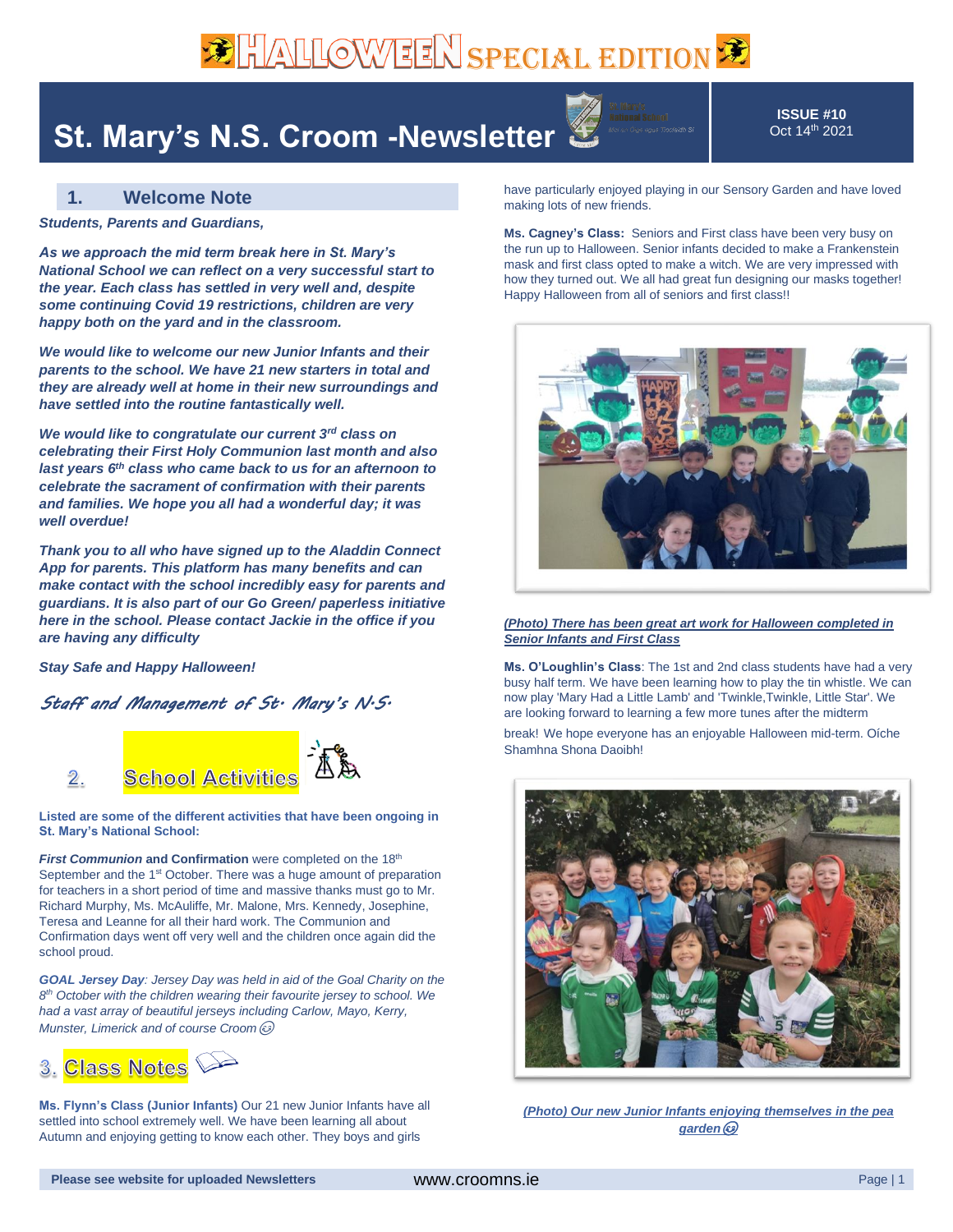# HALLOWEEN SPECIAL EDITION

# St. Mary's N.S. Croom -Newsletter

**ISSUE #10**
Oct 14th 2021

## 1. Welcome Note

***Students, Parents and Guardians,***

***As we approach the mid term break here in St. Mary's National School we can reflect on a very successful start to the year. Each class has settled in very well and, despite some continuing Covid 19 restrictions, children are very happy both on the yard and in the classroom.***

***We would like to welcome our new Junior Infants and their parents to the school. We have 21 new starters in total and they are already well at home in their new surroundings and have settled into the routine fantastically well.***

***We would like to congratulate our current 3rd class on celebrating their First Holy Communion last month and also last years 6th class who came back to us for an afternoon to celebrate the sacrament of confirmation with their parents and families. We hope you all had a wonderful day; it was well overdue!***

***Thank you to all who have signed up to the Aladdin Connect App for parents. This platform has many benefits and can make contact with the school incredibly easy for parents and guardians. It is also part of our Go Green/ paperless initiative here in the school. Please contact Jackie in the office if you are having any difficulty***

***Stay Safe and Happy Halloween!***

*Staff and Management of St. Mary's N.S.*

## 2. School Activities

**Listed are some of the different activities that have been ongoing in St. Mary's National School:**

***First Communion*** **and Confirmation** were completed on the 18th September and the 1st October. There was a huge amount of preparation for teachers in a short period of time and massive thanks must go to Mr. Richard Murphy, Ms. McAuliffe, Mr. Malone, Mrs. Kennedy, Josephine, Teresa and Leanne for all their hard work. The Communion and Confirmation days went off very well and the children once again did the school proud.

***GOAL Jersey Day****: Jersey Day was held in aid of the Goal Charity on the 8th October with the children wearing their favourite jersey to school. We had a vast array of beautiful jerseys including Carlow, Mayo, Kerry, Munster, Limerick and of course Croom ☺*

## 3. Class Notes

**Ms. Flynn's Class (Junior Infants)** Our 21 new Junior Infants have all settled into school extremely well. We have been learning all about Autumn and enjoying getting to know each other. They boys and girls have particularly enjoyed playing in our Sensory Garden and have loved making lots of new friends.

**Ms. Cagney's Class:** Seniors and First class have been very busy on the run up to Halloween. Senior infants decided to make a Frankenstein mask and first class opted to make a witch. We are very impressed with how they turned out. We all had great fun designing our masks together! Happy Halloween from all of seniors and first class!!

***(Photo) There has been great art work for Halloween completed in Senior Infants and First Class***

**Ms. O'Loughlin's Class**: The 1st and 2nd class students have had a very busy half term. We have been learning how to play the tin whistle. We can now play 'Mary Had a Little Lamb' and 'Twinkle,Twinkle, Little Star'. We are looking forward to learning a few more tunes after the midterm break! We hope everyone has an enjoyable Halloween mid-term. Oíche Shamhna Shona Daoibh!

***(Photo) Our new Junior Infants enjoying themselves in the pea garden ☺***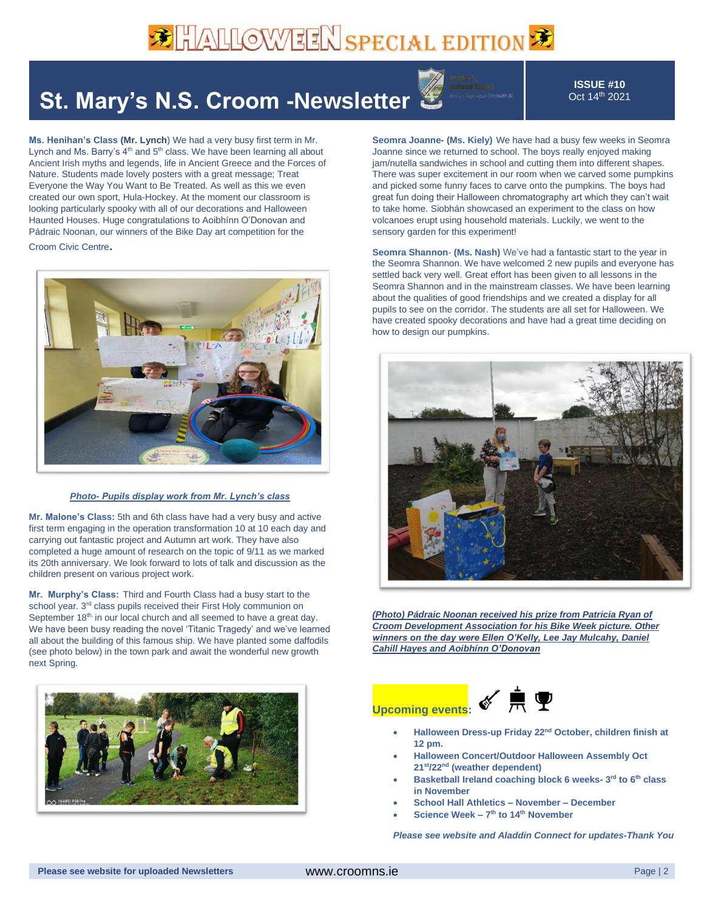# HALLOWEEN SPECIAL EDITION

# St. Mary's N.S. Croom -Newsletter

**ISSUE #10**
Oct 14th 2021

**Ms. Henihan's Class (Mr. Lynch)** We had a very busy first term in Mr. Lynch and Ms. Barry's 4th and 5th class. We have been learning all about Ancient Irish myths and legends, life in Ancient Greece and the Forces of Nature. Students made lovely posters with a great message; Treat Everyone the Way You Want to Be Treated. As well as this we even created our own sport, Hula-Hockey. At the moment our classroom is looking particularly spooky with all of our decorations and Halloween Haunted Houses. Huge congratulations to Aoibhínn O'Donovan and Pádraic Noonan, our winners of the Bike Day art competition for the Croom Civic Centre.

***Photo- Pupils display work from Mr. Lynch's class***

**Mr. Malone's Class:** 5th and 6th class have had a very busy and active first term engaging in the operation transformation 10 at 10 each day and carrying out fantastic project and Autumn art work. They have also completed a huge amount of research on the topic of 9/11 as we marked its 20th anniversary. We look forward to lots of talk and discussion as the children present on various project work.

**Mr. Murphy's Class:** Third and Fourth Class had a busy start to the school year. 3rd class pupils received their First Holy communion on September 18th in our local church and all seemed to have a great day. We have been busy reading the novel 'Titanic Tragedy' and we've learned all about the building of this famous ship. We have planted some daffodils (see photo below) in the town park and await the wonderful new growth next Spring.

**Seomra Joanne- (Ms. Kiely)** We have had a busy few weeks in Seomra Joanne since we returned to school. The boys really enjoyed making jam/nutella sandwiches in school and cutting them into different shapes. There was super excitement in our room when we carved some pumpkins and picked some funny faces to carve onto the pumpkins. The boys had great fun doing their Halloween chromatography art which they can't wait to take home. Siobhán showcased an experiment to the class on how volcanoes erupt using household materials. Luckily, we went to the sensory garden for this experiment!

**Seomra Shannon- (Ms. Nash)** We've had a fantastic start to the year in the Seomra Shannon. We have welcomed 2 new pupils and everyone has settled back very well. Great effort has been given to all lessons in the Seomra Shannon and in the mainstream classes. We have been learning about the qualities of good friendships and we created a display for all pupils to see on the corridor. The students are all set for Halloween. We have created spooky decorations and have had a great time deciding on how to design our pumpkins.

***(Photo) Pádraic Noonan received his prize from Patricia Ryan of Croom Development Association for his Bike Week picture. Other winners on the day were Ellen O'Kelly, Lee Jay Mulcahy, Daniel Cahill Hayes and Aoibhínn O'Donovan***

## Upcoming events:

- **Halloween Dress-up Friday 22nd October, children finish at 12 pm.**
- **Halloween Concert/Outdoor Halloween Assembly Oct 21st/22nd (weather dependent)**
- **Basketball Ireland coaching block 6 weeks- 3rd to 6th class in November**
- **School Hall Athletics – November – December**
- **Science Week – 7th to 14th November**

***Please see website and Aladdin Connect for updates-Thank You***

**Please see website for uploaded Newsletters** www.croomns.ie